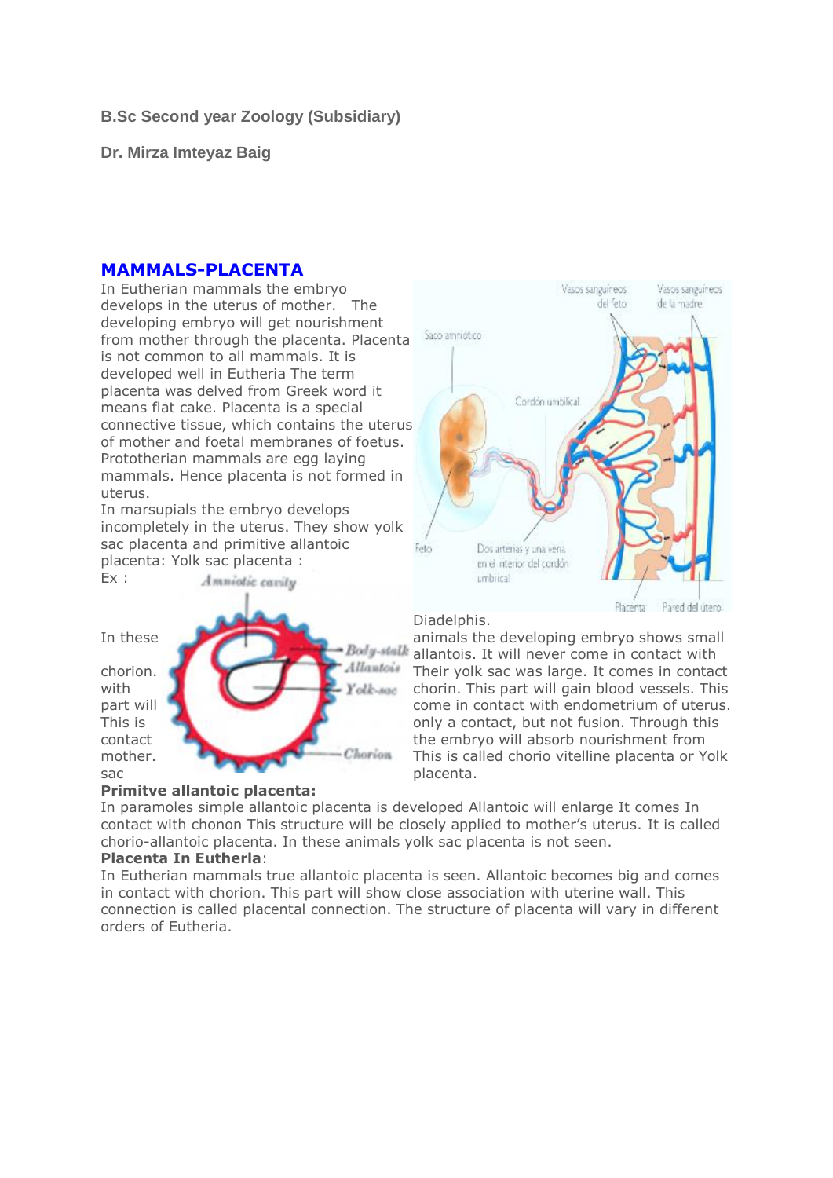**B.Sc Second year Zoology (Subsidiary)**

**Dr. Mirza Imteyaz Baig**

## MAMMALS-PLACENTA

In Eutherian mammals the embryo develops in the uterus of mother. The developing embryo will get nourishment from mother through the placenta. Placenta is not common to all mammals. It is developed well in Eutheria The term placenta was delved from Greek word it means flat cake. Placenta is a special connective tissue, which contains the uterus of mother and foetal membranes of foetus. Prototherian mammals are egg laying mammals. Hence placenta is not formed in uterus.

In marsupials the embryo develops incompletely in the uterus. They show yolk sac placenta and primitive allantoic placenta: Yolk sac placenta : Ex : Diadelphis.

In these animals the developing embryo shows small allantois. It will never come in contact with chorion. Their yolk sac was large. It comes in contact with chorin. This part will gain blood vessels. This part will come in contact with endometrium of uterus. This is only a contact, but not fusion. Through this contact the embryo will absorb nourishment from mother. This is called chorio vitelline placenta or Yolk sac placenta.

**Primitve allantoic placenta:**

In paramoles simple allantoic placenta is developed Allantoic will enlarge It comes In contact with chonon This structure will be closely applied to mother's uterus. It is called chorio-allantoic placenta. In these animals yolk sac placenta is not seen.

**Placenta In Eutherla**:

In Eutherian mammals true allantoic placenta is seen. Allantoic becomes big and comes in contact with chorion. This part will show close association with uterine wall. This connection is called placental connection. The structure of placenta will vary in different orders of Eutheria.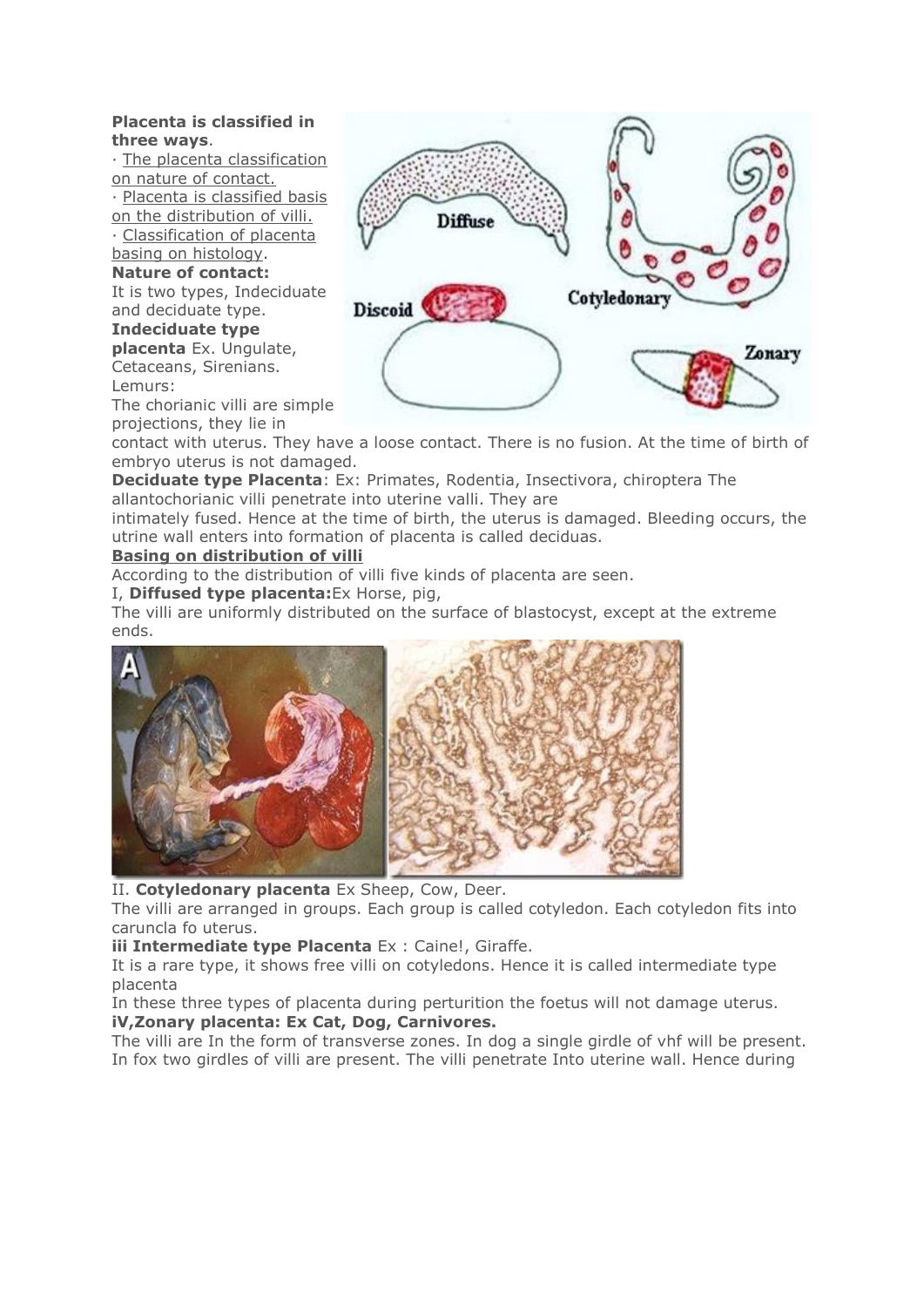**Placenta is classified in three ways**.

- The placenta classification on nature of contact.
- Placenta is classified basis on the distribution of villi.
- Classification of placenta basing on histology.

**Nature of contact:**

It is two types, Indeciduate and deciduate type.

**Indeciduate type placenta** Ex. Ungulate, Cetaceans, Sirenians. Lemurs:

The chorianic villi are simple projections, they lie in contact with uterus. They have a loose contact. There is no fusion. At the time of birth of embryo uterus is not damaged.

**Deciduate type Placenta**: Ex: Primates, Rodentia, Insectivora, chiroptera The allantochorianic villi penetrate into uterine valli. They are intimately fused. Hence at the time of birth, the uterus is damaged. Bleeding occurs, the utrine wall enters into formation of placenta is called deciduas.

**Basing on distribution of villi**

According to the distribution of villi five kinds of placenta are seen.

I, **Diffused type placenta:**Ex Horse, pig,

The villi are uniformly distributed on the surface of blastocyst, except at the extreme ends.

II. **Cotyledonary placenta** Ex Sheep, Cow, Deer.

The villi are arranged in groups. Each group is called cotyledon. Each cotyledon fits into caruncla fo uterus.

**iii Intermediate type Placenta** Ex : Caine!, Giraffe.

It is a rare type, it shows free villi on cotyledons. Hence it is called intermediate type placenta

In these three types of placenta during perturition the foetus will not damage uterus.

**iV,Zonary placenta: Ex Cat, Dog, Carnivores.**

The villi are In the form of transverse zones. In dog a single girdle of vhf will be present. In fox two girdles of villi are present. The villi penetrate Into uterine wall. Hence during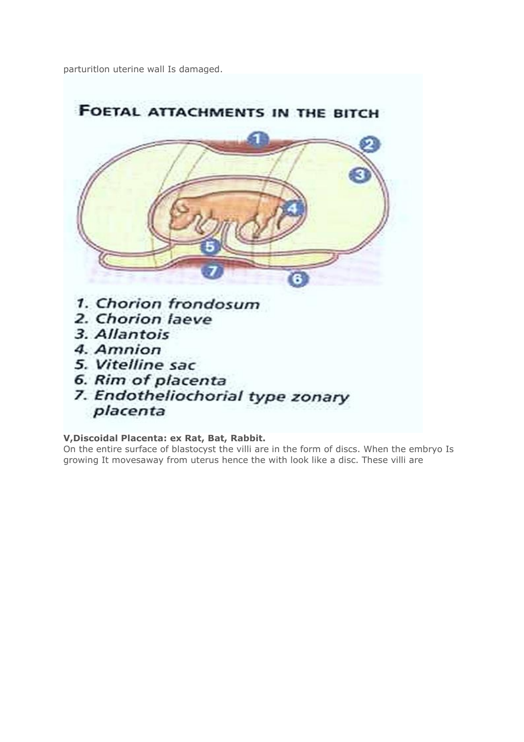parturitlon uterine wall Is damaged.

FOETAL ATTACHMENTS IN THE BITCH

1. Chorion frondosum
2. Chorion laeve
3. Allantois
4. Amnion
5. Vitelline sac
6. Rim of placenta
7. Endotheliochorial type zonary placenta

**V,Discoidal Placenta: ex Rat, Bat, Rabbit.**

On the entire surface of blastocyst the villi are in the form of discs. When the embryo Is growing It movesaway from uterus hence the with look like a disc. These villi are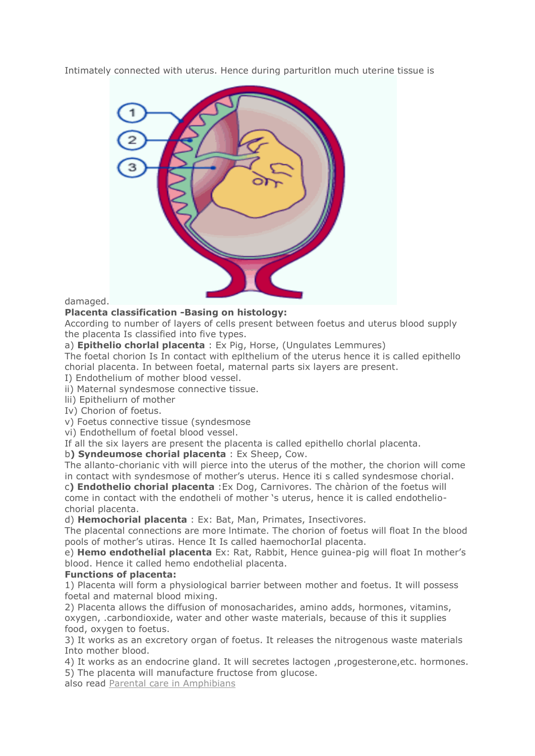Intimately connected with uterus. Hence during parturitlon much uterine tissue is

1

2

3

damaged.

**Placenta classification -Basing on histology:**

According to number of layers of cells present between foetus and uterus blood supply the placenta Is classified into five types.

a) **Epithelio chorlal placenta** : Ex Pig, Horse, (Ungulates Lemmures)

The foetal chorion Is In contact with eplthelium of the uterus hence it is called epithello chorial placenta. In between foetal, maternal parts six layers are present.

I) Endothelium of mother blood vessel.

ii) Maternal syndesmose connective tissue.

Iii) Epitheliurn of mother

Iv) Chorion of foetus.

v) Foetus connective tissue (syndesmose

vi) Endothellum of foetal blood vessel.

If all the six layers are present the placenta is called epithello chorlal placenta.

b**) Syndeumose chorial placenta** : Ex Sheep, Cow.

The allanto-chorianic vith will pierce into the uterus of the mother, the chorion will come in contact with syndesmose of mother's uterus. Hence iti s called syndesmose chorial.

c**) Endothelio chorial placenta** :Ex Dog, Carnivores. The chàrion of the foetus will come in contact with the endotheli of mother 's uterus, hence it is called endothelio-chorial placenta.

d) **Hemochorial placenta** : Ex: Bat, Man, Primates, Insectivores.

The placental connections are more Intimate. The chorion of foetus will float In the blood pools of mother's utiras. Hence It Is called haemochorIal placenta.

e) **Hemo endothelial placenta** Ex: Rat, Rabbit, Hence guinea-pig will float In mother's blood. Hence it called hemo endothelial placenta.

**Functions of placenta:**

1) Placenta will form a physiological barrier between mother and foetus. It will possess foetal and maternal blood mixing.

2) Placenta allows the diffusion of monosacharides, amino adds, hormones, vitamins, oxygen, .carbondioxide, water and other waste materials, because of this it supplies food, oxygen to foetus.

3) It works as an excretory organ of foetus. It releases the nitrogenous waste materials Into mother blood.

4) It works as an endocrine gland. It will secretes lactogen ,progesterone,etc. hormones.

5) The placenta will manufacture fructose from glucose.

also read Parental care in Amphibians